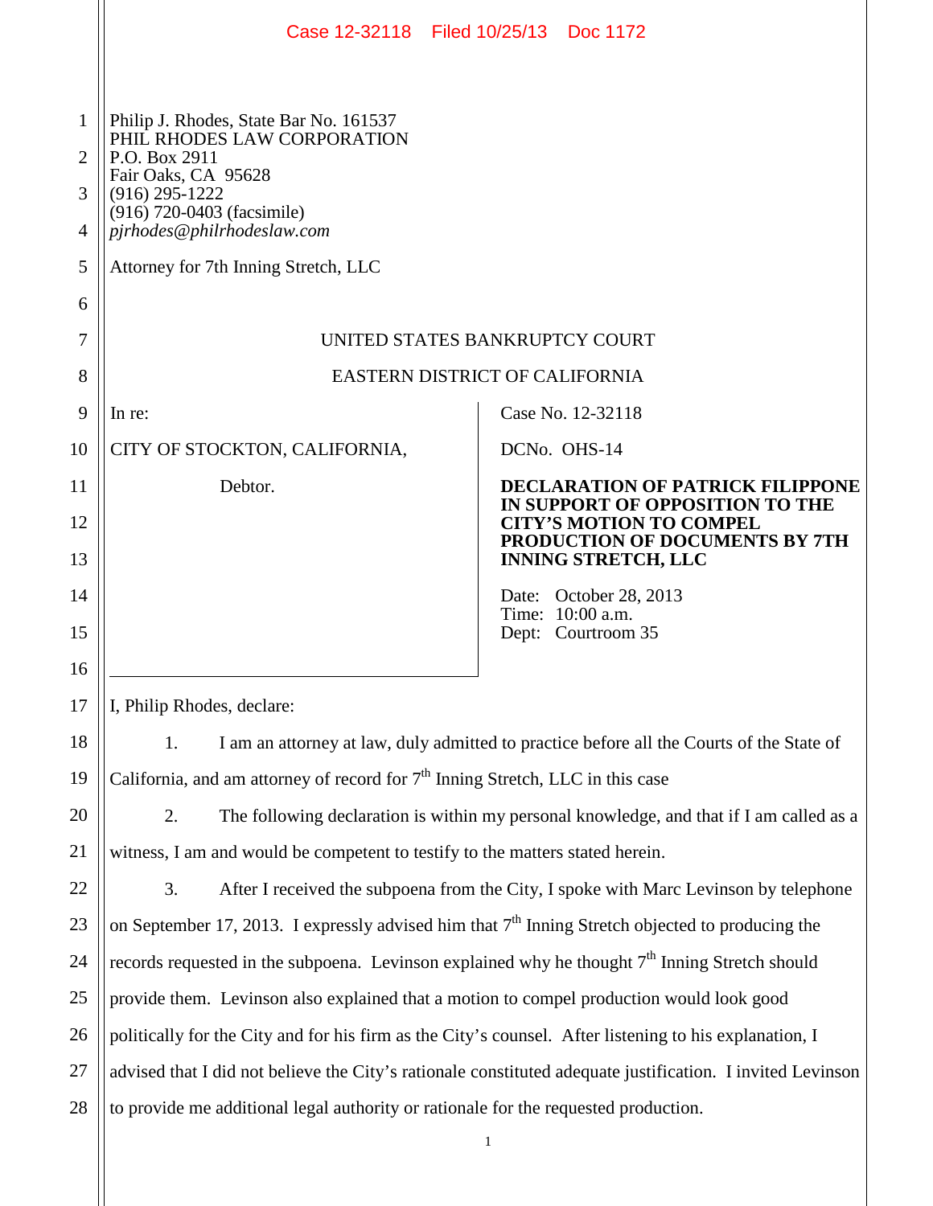Case 12-32118 Filed 10/25/13 Doc 1172

Philip J. Rhodes, State Bar No. 161537
PHIL RHODES LAW CORPORATION
P.O. Box 2911
Fair Oaks, CA 95628
(916) 295-1222
(916) 720-0403 (facsimile)
*pjrhodes@philrhodeslaw.com*

Attorney for 7th Inning Stretch, LLC

UNITED STATES BANKRUPTCY COURT

EASTERN DISTRICT OF CALIFORNIA

In re:

CITY OF STOCKTON, CALIFORNIA,

Debtor.

Case No. 12-32118

DCNo. OHS-14

**DECLARATION OF PATRICK FILIPPONE IN SUPPORT OF OPPOSITION TO THE CITY'S MOTION TO COMPEL PRODUCTION OF DOCUMENTS BY 7TH INNING STRETCH, LLC**

Date: October 28, 2013
Time: 10:00 a.m.
Dept: Courtroom 35

I, Philip Rhodes, declare:

1. I am an attorney at law, duly admitted to practice before all the Courts of the State of California, and am attorney of record for 7th Inning Stretch, LLC in this case

2. The following declaration is within my personal knowledge, and that if I am called as a witness, I am and would be competent to testify to the matters stated herein.

3. After I received the subpoena from the City, I spoke with Marc Levinson by telephone on September 17, 2013. I expressly advised him that 7th Inning Stretch objected to producing the records requested in the subpoena. Levinson explained why he thought 7th Inning Stretch should provide them. Levinson also explained that a motion to compel production would look good politically for the City and for his firm as the City's counsel. After listening to his explanation, I advised that I did not believe the City's rationale constituted adequate justification. I invited Levinson to provide me additional legal authority or rationale for the requested production.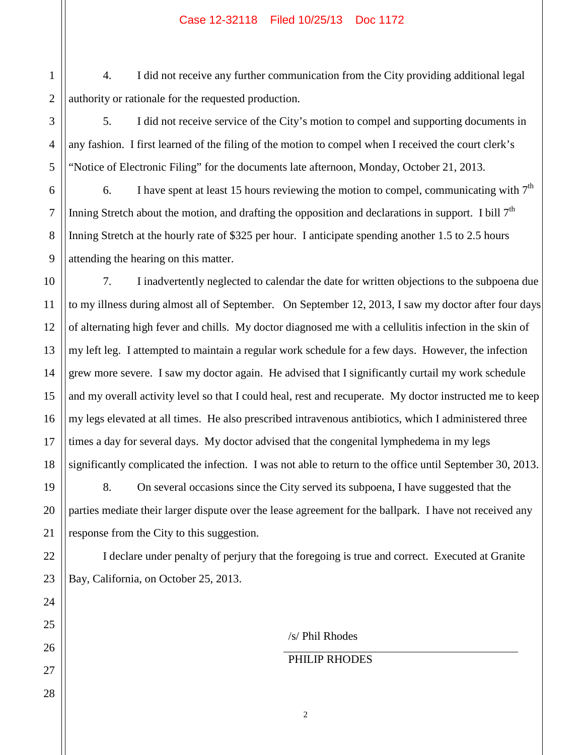4. I did not receive any further communication from the City providing additional legal authority or rationale for the requested production.

5. I did not receive service of the City's motion to compel and supporting documents in any fashion. I first learned of the filing of the motion to compel when I received the court clerk's "Notice of Electronic Filing" for the documents late afternoon, Monday, October 21, 2013.

6. I have spent at least 15 hours reviewing the motion to compel, communicating with 7th Inning Stretch about the motion, and drafting the opposition and declarations in support. I bill 7th Inning Stretch at the hourly rate of $325 per hour. I anticipate spending another 1.5 to 2.5 hours attending the hearing on this matter.

7. I inadvertently neglected to calendar the date for written objections to the subpoena due to my illness during almost all of September. On September 12, 2013, I saw my doctor after four days of alternating high fever and chills. My doctor diagnosed me with a cellulitis infection in the skin of my left leg. I attempted to maintain a regular work schedule for a few days. However, the infection grew more severe. I saw my doctor again. He advised that I significantly curtail my work schedule and my overall activity level so that I could heal, rest and recuperate. My doctor instructed me to keep my legs elevated at all times. He also prescribed intravenous antibiotics, which I administered three times a day for several days. My doctor advised that the congenital lymphedema in my legs significantly complicated the infection. I was not able to return to the office until September 30, 2013.

8. On several occasions since the City served its subpoena, I have suggested that the parties mediate their larger dispute over the lease agreement for the ballpark. I have not received any response from the City to this suggestion.

I declare under penalty of perjury that the foregoing is true and correct. Executed at Granite Bay, California, on October 25, 2013.

/s/ Phil Rhodes

PHILIP RHODES